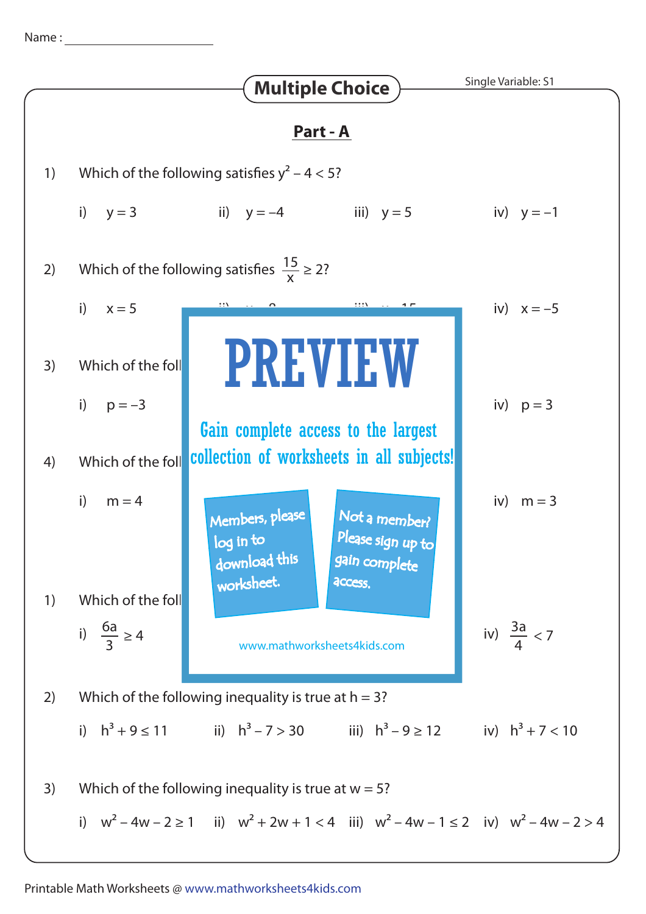Name : ____________________

## Multiple Choice

Single Variable: S1

### Part - A

1) Which of the following satisfies $y^2 - 4 < 5$?

   i) $y = 3$  ii) $y = -4$  iii) $y = 5$  iv) $y = -1$

2) Which of the following satisfies $\frac{15}{x} \geq 2$?

   i) $x = 5$  iv) $x = -5$

3) Which of the foll

   i) $p = -3$  iv) $p = 3$

4) Which of the foll

   i) $m = 4$  iv) $m = 3$

PREVIEW

Gain complete access to the largest collection of worksheets in all subjects!

Members, please log in to download this worksheet.

Not a member? Please sign up to gain complete access.

www.mathworksheets4kids.com

1) Which of the foll

   i) $\frac{6a}{3} \geq 4$  iv) $\frac{3a}{4} < 7$

2) Which of the following inequality is true at $h = 3$?

   i) $h^3 + 9 \leq 11$  ii) $h^3 - 7 > 30$  iii) $h^3 - 9 \geq 12$  iv) $h^3 + 7 < 10$

3) Which of the following inequality is true at $w = 5$?

   i) $w^2 - 4w - 2 \geq 1$  ii) $w^2 + 2w + 1 < 4$  iii) $w^2 - 4w - 1 \leq 2$  iv) $w^2 - 4w - 2 > 4$

Printable Math Worksheets @ www.mathworksheets4kids.com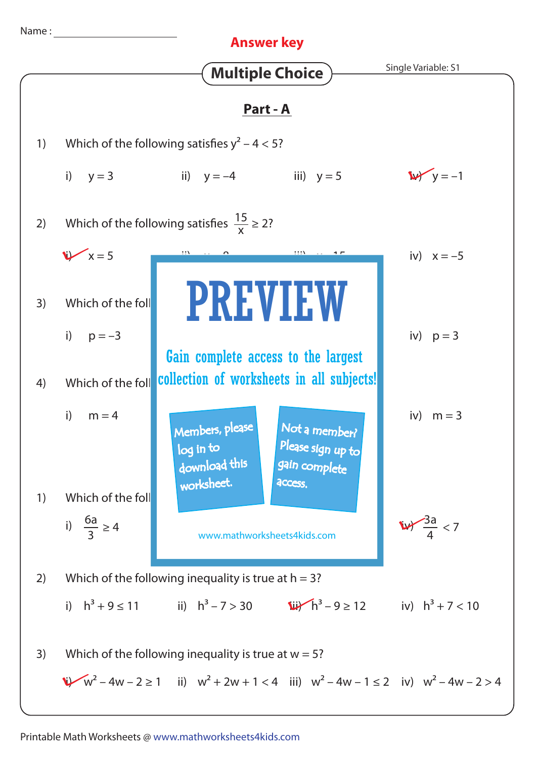Name : ________________________

**Answer key**

Single Variable: S1

## Multiple Choice

### Part - A

1) Which of the following satisfies $y^2 - 4 < 5$?

i) $y = 3$ ii) $y = -4$ iii) $y = 5$ iv) $y = -1$ ✓

2) Which of the following satisfies $\frac{15}{x} \geq 2$?

i) $x = 5$ ✓ ii) ... iii) ... iv) $x = -5$

3) Which of the foll...

i) $p = -3$ iv) $p = 3$

4) Which of the foll...

i) $m = 4$ iv) $m = 3$

**PREVIEW**

Gain complete access to the largest collection of worksheets in all subjects!

Members, please log in to download this worksheet.

Not a member? Please sign up to gain complete access.

www.mathworksheets4kids.com

1) Which of the foll...

i) $\frac{6a}{3} \geq 4$ iv) $\frac{3a}{4} < 7$ ✓

2) Which of the following inequality is true at $h = 3$?

i) $h^3 + 9 \leq 11$ ii) $h^3 - 7 > 30$ iii) $h^3 - 9 \geq 12$ ✓ iv) $h^3 + 7 < 10$

3) Which of the following inequality is true at $w = 5$?

i) $w^2 - 4w - 2 \geq 1$ ✓ ii) $w^2 + 2w + 1 < 4$ iii) $w^2 - 4w - 1 \leq 2$ iv) $w^2 - 4w - 2 > 4$

Printable Math Worksheets @ www.mathworksheets4kids.com